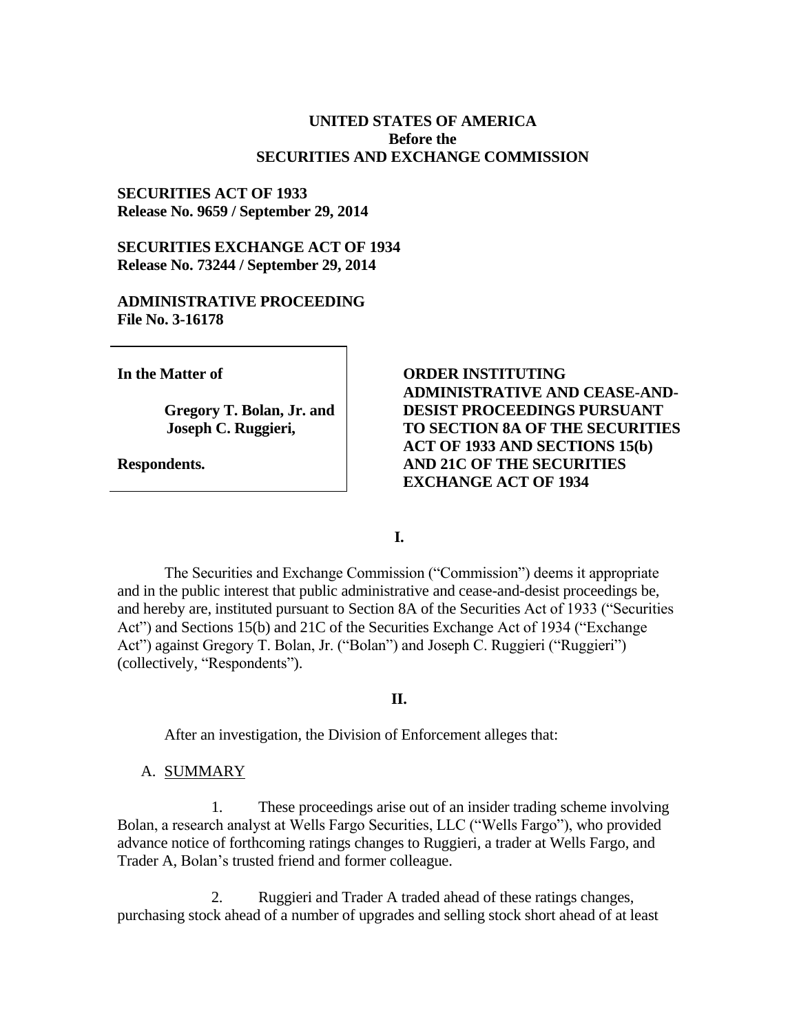**UNITED STATES OF AMERICA**
**Before the**
**SECURITIES AND EXCHANGE COMMISSION**

**SECURITIES ACT OF 1933**
**Release No. 9659 / September 29, 2014**

**SECURITIES EXCHANGE ACT OF 1934**
**Release No. 73244 / September 29, 2014**

**ADMINISTRATIVE PROCEEDING**
**File No. 3-16178**

**In the Matter of**

**Gregory T. Bolan, Jr. and Joseph C. Ruggieri,**

**Respondents.**

**ORDER INSTITUTING ADMINISTRATIVE AND CEASE-AND-DESIST PROCEEDINGS PURSUANT TO SECTION 8A OF THE SECURITIES ACT OF 1933 AND SECTIONS 15(b) AND 21C OF THE SECURITIES EXCHANGE ACT OF 1934**

## I.

The Securities and Exchange Commission ("Commission") deems it appropriate and in the public interest that public administrative and cease-and-desist proceedings be, and hereby are, instituted pursuant to Section 8A of the Securities Act of 1933 ("Securities Act") and Sections 15(b) and 21C of the Securities Exchange Act of 1934 ("Exchange Act") against Gregory T. Bolan, Jr. ("Bolan") and Joseph C. Ruggieri ("Ruggieri") (collectively, "Respondents").

## II.

After an investigation, the Division of Enforcement alleges that:

A. SUMMARY

1. These proceedings arise out of an insider trading scheme involving Bolan, a research analyst at Wells Fargo Securities, LLC ("Wells Fargo"), who provided advance notice of forthcoming ratings changes to Ruggieri, a trader at Wells Fargo, and Trader A, Bolan's trusted friend and former colleague.

2. Ruggieri and Trader A traded ahead of these ratings changes, purchasing stock ahead of a number of upgrades and selling stock short ahead of at least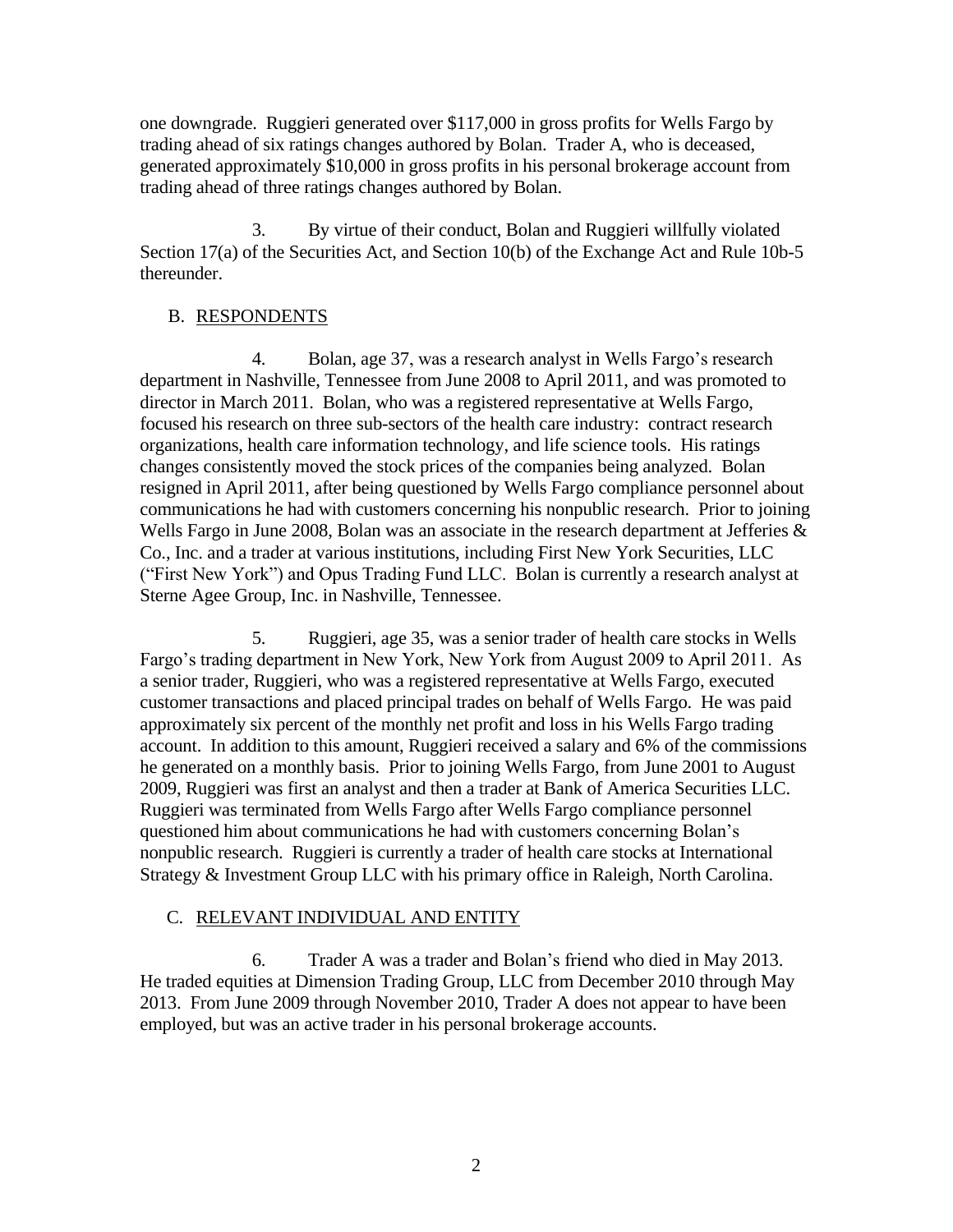one downgrade. Ruggieri generated over $117,000 in gross profits for Wells Fargo by trading ahead of six ratings changes authored by Bolan. Trader A, who is deceased, generated approximately $10,000 in gross profits in his personal brokerage account from trading ahead of three ratings changes authored by Bolan.

3. By virtue of their conduct, Bolan and Ruggieri willfully violated Section 17(a) of the Securities Act, and Section 10(b) of the Exchange Act and Rule 10b-5 thereunder.

## B. RESPONDENTS

4. Bolan, age 37, was a research analyst in Wells Fargo's research department in Nashville, Tennessee from June 2008 to April 2011, and was promoted to director in March 2011. Bolan, who was a registered representative at Wells Fargo, focused his research on three sub-sectors of the health care industry: contract research organizations, health care information technology, and life science tools. His ratings changes consistently moved the stock prices of the companies being analyzed. Bolan resigned in April 2011, after being questioned by Wells Fargo compliance personnel about communications he had with customers concerning his nonpublic research. Prior to joining Wells Fargo in June 2008, Bolan was an associate in the research department at Jefferies & Co., Inc. and a trader at various institutions, including First New York Securities, LLC ("First New York") and Opus Trading Fund LLC. Bolan is currently a research analyst at Sterne Agee Group, Inc. in Nashville, Tennessee.

5. Ruggieri, age 35, was a senior trader of health care stocks in Wells Fargo's trading department in New York, New York from August 2009 to April 2011. As a senior trader, Ruggieri, who was a registered representative at Wells Fargo, executed customer transactions and placed principal trades on behalf of Wells Fargo. He was paid approximately six percent of the monthly net profit and loss in his Wells Fargo trading account. In addition to this amount, Ruggieri received a salary and 6% of the commissions he generated on a monthly basis. Prior to joining Wells Fargo, from June 2001 to August 2009, Ruggieri was first an analyst and then a trader at Bank of America Securities LLC. Ruggieri was terminated from Wells Fargo after Wells Fargo compliance personnel questioned him about communications he had with customers concerning Bolan's nonpublic research. Ruggieri is currently a trader of health care stocks at International Strategy & Investment Group LLC with his primary office in Raleigh, North Carolina.

## C. RELEVANT INDIVIDUAL AND ENTITY

6. Trader A was a trader and Bolan's friend who died in May 2013. He traded equities at Dimension Trading Group, LLC from December 2010 through May 2013. From June 2009 through November 2010, Trader A does not appear to have been employed, but was an active trader in his personal brokerage accounts.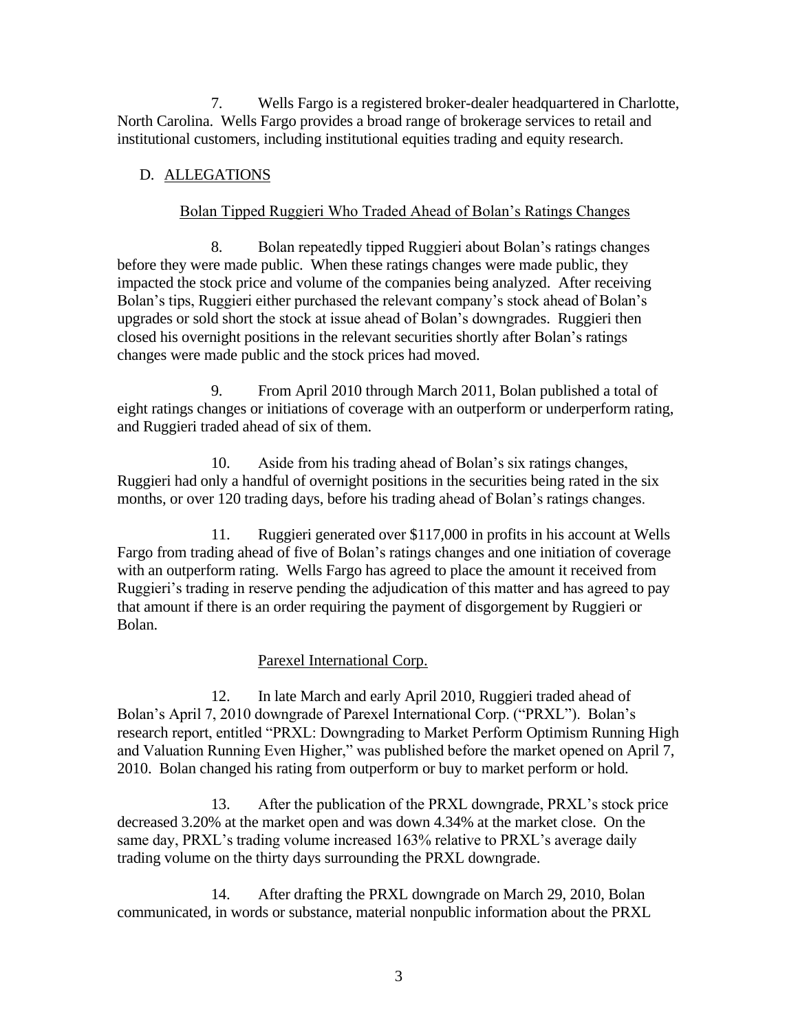7. Wells Fargo is a registered broker-dealer headquartered in Charlotte, North Carolina. Wells Fargo provides a broad range of brokerage services to retail and institutional customers, including institutional equities trading and equity research.

## D. ALLEGATIONS

### Bolan Tipped Ruggieri Who Traded Ahead of Bolan's Ratings Changes

8. Bolan repeatedly tipped Ruggieri about Bolan's ratings changes before they were made public. When these ratings changes were made public, they impacted the stock price and volume of the companies being analyzed. After receiving Bolan's tips, Ruggieri either purchased the relevant company's stock ahead of Bolan's upgrades or sold short the stock at issue ahead of Bolan's downgrades. Ruggieri then closed his overnight positions in the relevant securities shortly after Bolan's ratings changes were made public and the stock prices had moved.

9. From April 2010 through March 2011, Bolan published a total of eight ratings changes or initiations of coverage with an outperform or underperform rating, and Ruggieri traded ahead of six of them.

10. Aside from his trading ahead of Bolan's six ratings changes, Ruggieri had only a handful of overnight positions in the securities being rated in the six months, or over 120 trading days, before his trading ahead of Bolan's ratings changes.

11. Ruggieri generated over $117,000 in profits in his account at Wells Fargo from trading ahead of five of Bolan's ratings changes and one initiation of coverage with an outperform rating. Wells Fargo has agreed to place the amount it received from Ruggieri's trading in reserve pending the adjudication of this matter and has agreed to pay that amount if there is an order requiring the payment of disgorgement by Ruggieri or Bolan.

### Parexel International Corp.

12. In late March and early April 2010, Ruggieri traded ahead of Bolan's April 7, 2010 downgrade of Parexel International Corp. ("PRXL"). Bolan's research report, entitled "PRXL: Downgrading to Market Perform Optimism Running High and Valuation Running Even Higher," was published before the market opened on April 7, 2010. Bolan changed his rating from outperform or buy to market perform or hold.

13. After the publication of the PRXL downgrade, PRXL's stock price decreased 3.20% at the market open and was down 4.34% at the market close. On the same day, PRXL's trading volume increased 163% relative to PRXL's average daily trading volume on the thirty days surrounding the PRXL downgrade.

14. After drafting the PRXL downgrade on March 29, 2010, Bolan communicated, in words or substance, material nonpublic information about the PRXL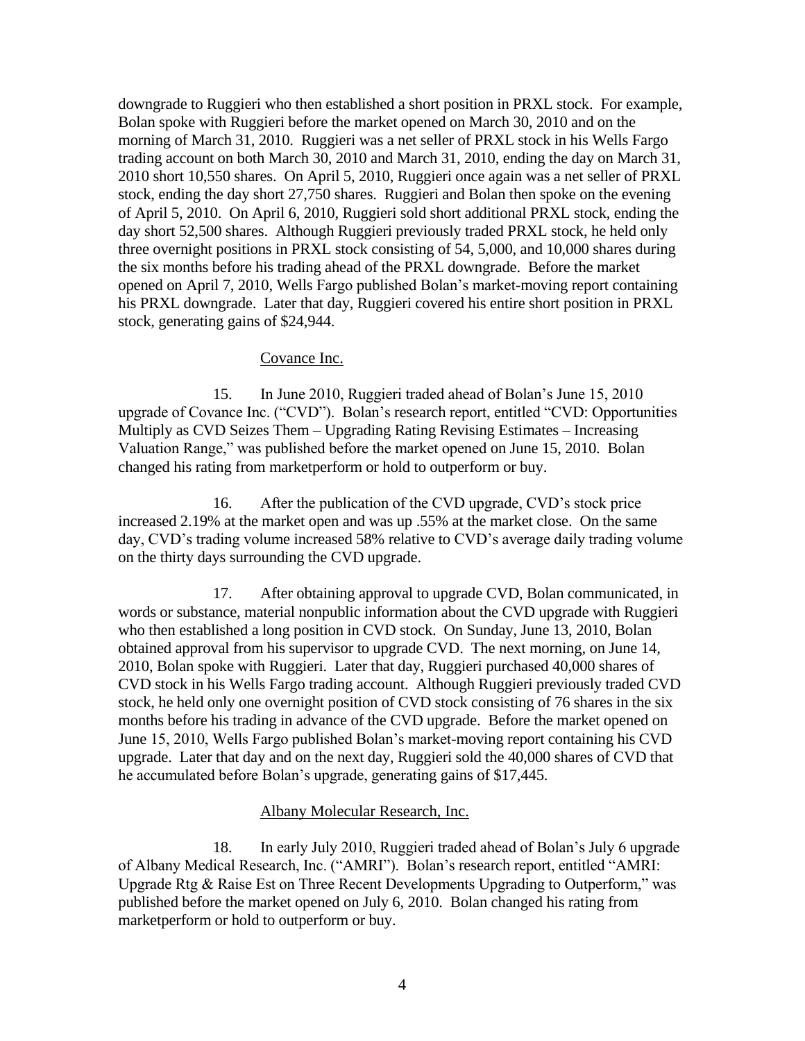downgrade to Ruggieri who then established a short position in PRXL stock. For example, Bolan spoke with Ruggieri before the market opened on March 30, 2010 and on the morning of March 31, 2010. Ruggieri was a net seller of PRXL stock in his Wells Fargo trading account on both March 30, 2010 and March 31, 2010, ending the day on March 31, 2010 short 10,550 shares. On April 5, 2010, Ruggieri once again was a net seller of PRXL stock, ending the day short 27,750 shares. Ruggieri and Bolan then spoke on the evening of April 5, 2010. On April 6, 2010, Ruggieri sold short additional PRXL stock, ending the day short 52,500 shares. Although Ruggieri previously traded PRXL stock, he held only three overnight positions in PRXL stock consisting of 54, 5,000, and 10,000 shares during the six months before his trading ahead of the PRXL downgrade. Before the market opened on April 7, 2010, Wells Fargo published Bolan's market-moving report containing his PRXL downgrade. Later that day, Ruggieri covered his entire short position in PRXL stock, generating gains of $24,944.

### Covance Inc.

15. In June 2010, Ruggieri traded ahead of Bolan's June 15, 2010 upgrade of Covance Inc. ("CVD"). Bolan's research report, entitled "CVD: Opportunities Multiply as CVD Seizes Them – Upgrading Rating Revising Estimates – Increasing Valuation Range," was published before the market opened on June 15, 2010. Bolan changed his rating from marketperform or hold to outperform or buy.

16. After the publication of the CVD upgrade, CVD's stock price increased 2.19% at the market open and was up .55% at the market close. On the same day, CVD's trading volume increased 58% relative to CVD's average daily trading volume on the thirty days surrounding the CVD upgrade.

17. After obtaining approval to upgrade CVD, Bolan communicated, in words or substance, material nonpublic information about the CVD upgrade with Ruggieri who then established a long position in CVD stock. On Sunday, June 13, 2010, Bolan obtained approval from his supervisor to upgrade CVD. The next morning, on June 14, 2010, Bolan spoke with Ruggieri. Later that day, Ruggieri purchased 40,000 shares of CVD stock in his Wells Fargo trading account. Although Ruggieri previously traded CVD stock, he held only one overnight position of CVD stock consisting of 76 shares in the six months before his trading in advance of the CVD upgrade. Before the market opened on June 15, 2010, Wells Fargo published Bolan's market-moving report containing his CVD upgrade. Later that day and on the next day, Ruggieri sold the 40,000 shares of CVD that he accumulated before Bolan's upgrade, generating gains of $17,445.

### Albany Molecular Research, Inc.

18. In early July 2010, Ruggieri traded ahead of Bolan's July 6 upgrade of Albany Medical Research, Inc. ("AMRI"). Bolan's research report, entitled "AMRI: Upgrade Rtg & Raise Est on Three Recent Developments Upgrading to Outperform," was published before the market opened on July 6, 2010. Bolan changed his rating from marketperform or hold to outperform or buy.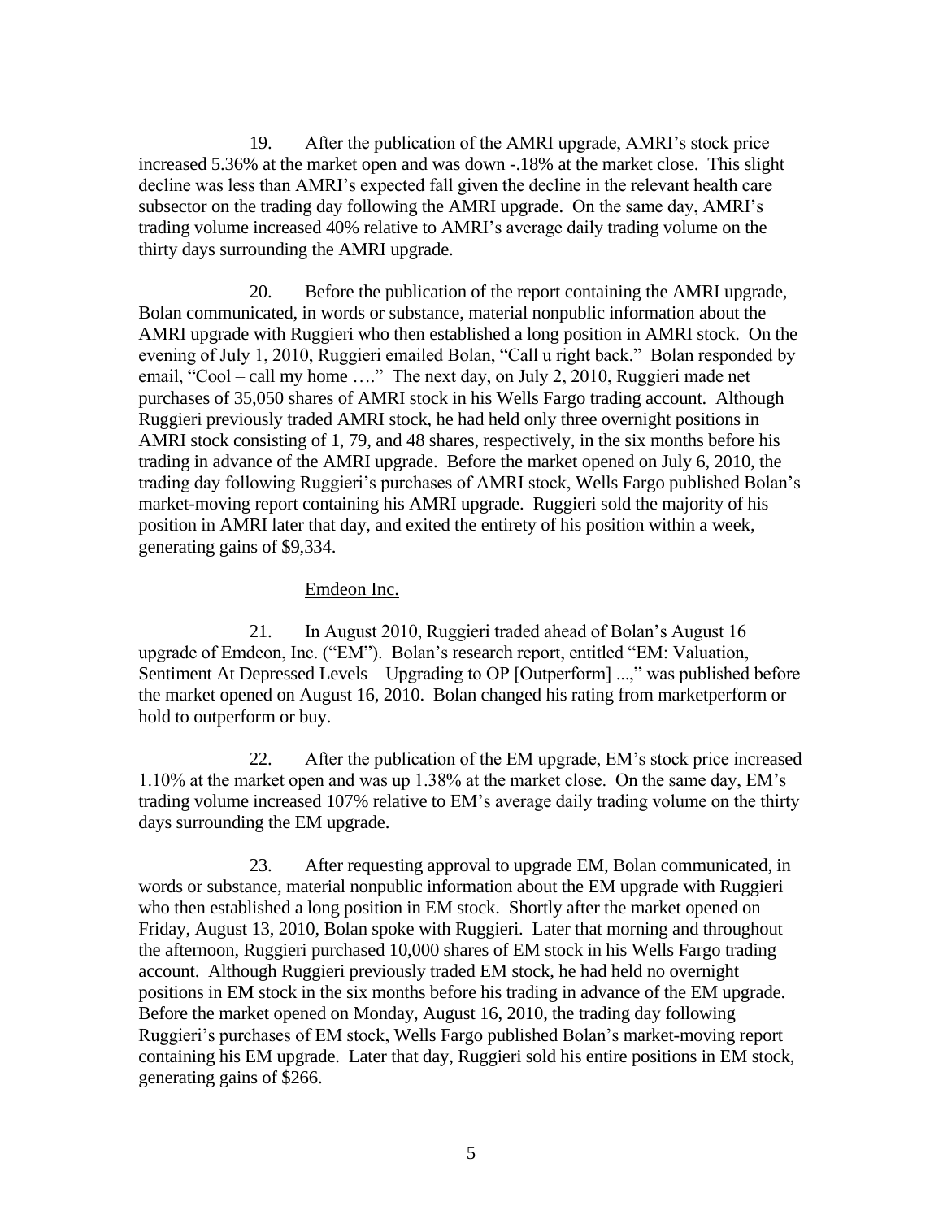19. After the publication of the AMRI upgrade, AMRI's stock price increased 5.36% at the market open and was down -.18% at the market close. This slight decline was less than AMRI's expected fall given the decline in the relevant health care subsector on the trading day following the AMRI upgrade. On the same day, AMRI's trading volume increased 40% relative to AMRI's average daily trading volume on the thirty days surrounding the AMRI upgrade.

20. Before the publication of the report containing the AMRI upgrade, Bolan communicated, in words or substance, material nonpublic information about the AMRI upgrade with Ruggieri who then established a long position in AMRI stock. On the evening of July 1, 2010, Ruggieri emailed Bolan, "Call u right back." Bolan responded by email, "Cool – call my home …." The next day, on July 2, 2010, Ruggieri made net purchases of 35,050 shares of AMRI stock in his Wells Fargo trading account. Although Ruggieri previously traded AMRI stock, he had held only three overnight positions in AMRI stock consisting of 1, 79, and 48 shares, respectively, in the six months before his trading in advance of the AMRI upgrade. Before the market opened on July 6, 2010, the trading day following Ruggieri's purchases of AMRI stock, Wells Fargo published Bolan's market-moving report containing his AMRI upgrade. Ruggieri sold the majority of his position in AMRI later that day, and exited the entirety of his position within a week, generating gains of $9,334.

## Emdeon Inc.

21. In August 2010, Ruggieri traded ahead of Bolan's August 16 upgrade of Emdeon, Inc. ("EM"). Bolan's research report, entitled "EM: Valuation, Sentiment At Depressed Levels – Upgrading to OP [Outperform] ...," was published before the market opened on August 16, 2010. Bolan changed his rating from marketperform or hold to outperform or buy.

22. After the publication of the EM upgrade, EM's stock price increased 1.10% at the market open and was up 1.38% at the market close. On the same day, EM's trading volume increased 107% relative to EM's average daily trading volume on the thirty days surrounding the EM upgrade.

23. After requesting approval to upgrade EM, Bolan communicated, in words or substance, material nonpublic information about the EM upgrade with Ruggieri who then established a long position in EM stock. Shortly after the market opened on Friday, August 13, 2010, Bolan spoke with Ruggieri. Later that morning and throughout the afternoon, Ruggieri purchased 10,000 shares of EM stock in his Wells Fargo trading account. Although Ruggieri previously traded EM stock, he had held no overnight positions in EM stock in the six months before his trading in advance of the EM upgrade. Before the market opened on Monday, August 16, 2010, the trading day following Ruggieri's purchases of EM stock, Wells Fargo published Bolan's market-moving report containing his EM upgrade. Later that day, Ruggieri sold his entire positions in EM stock, generating gains of $266.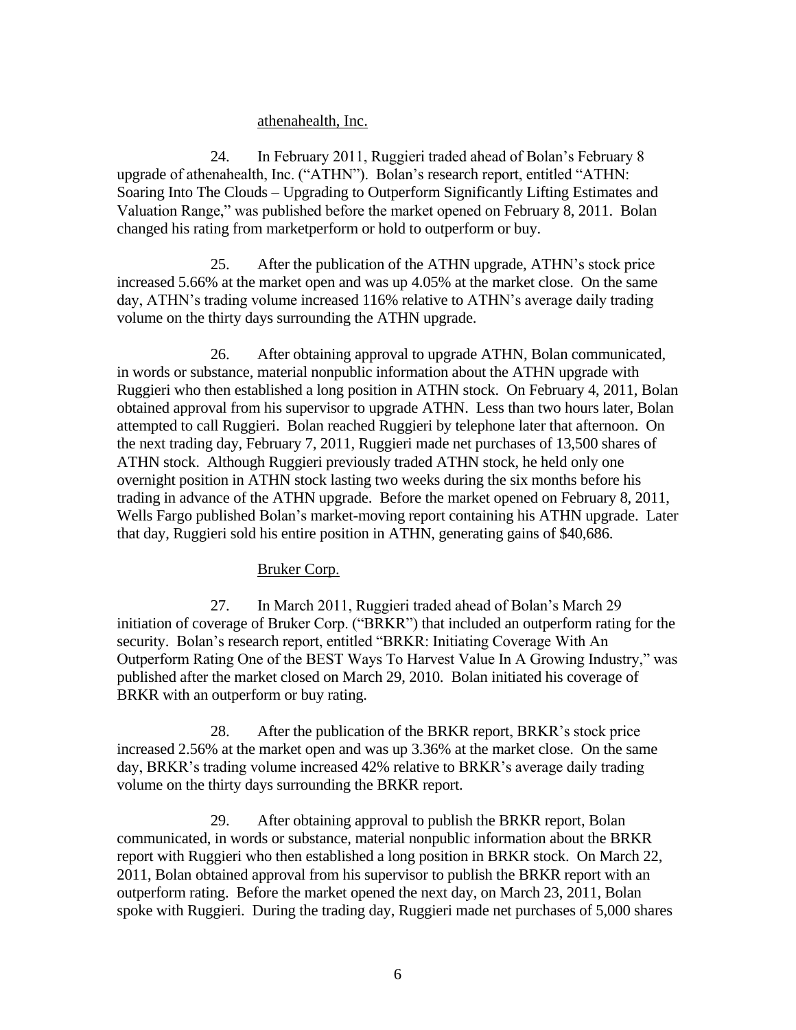athenahealth, Inc.

24. In February 2011, Ruggieri traded ahead of Bolan's February 8 upgrade of athenahealth, Inc. ("ATHN"). Bolan's research report, entitled "ATHN: Soaring Into The Clouds – Upgrading to Outperform Significantly Lifting Estimates and Valuation Range," was published before the market opened on February 8, 2011. Bolan changed his rating from marketperform or hold to outperform or buy.

25. After the publication of the ATHN upgrade, ATHN's stock price increased 5.66% at the market open and was up 4.05% at the market close. On the same day, ATHN's trading volume increased 116% relative to ATHN's average daily trading volume on the thirty days surrounding the ATHN upgrade.

26. After obtaining approval to upgrade ATHN, Bolan communicated, in words or substance, material nonpublic information about the ATHN upgrade with Ruggieri who then established a long position in ATHN stock. On February 4, 2011, Bolan obtained approval from his supervisor to upgrade ATHN. Less than two hours later, Bolan attempted to call Ruggieri. Bolan reached Ruggieri by telephone later that afternoon. On the next trading day, February 7, 2011, Ruggieri made net purchases of 13,500 shares of ATHN stock. Although Ruggieri previously traded ATHN stock, he held only one overnight position in ATHN stock lasting two weeks during the six months before his trading in advance of the ATHN upgrade. Before the market opened on February 8, 2011, Wells Fargo published Bolan's market-moving report containing his ATHN upgrade. Later that day, Ruggieri sold his entire position in ATHN, generating gains of $40,686.

Bruker Corp.

27. In March 2011, Ruggieri traded ahead of Bolan's March 29 initiation of coverage of Bruker Corp. ("BRKR") that included an outperform rating for the security. Bolan's research report, entitled "BRKR: Initiating Coverage With An Outperform Rating One of the BEST Ways To Harvest Value In A Growing Industry," was published after the market closed on March 29, 2010. Bolan initiated his coverage of BRKR with an outperform or buy rating.

28. After the publication of the BRKR report, BRKR's stock price increased 2.56% at the market open and was up 3.36% at the market close. On the same day, BRKR's trading volume increased 42% relative to BRKR's average daily trading volume on the thirty days surrounding the BRKR report.

29. After obtaining approval to publish the BRKR report, Bolan communicated, in words or substance, material nonpublic information about the BRKR report with Ruggieri who then established a long position in BRKR stock. On March 22, 2011, Bolan obtained approval from his supervisor to publish the BRKR report with an outperform rating. Before the market opened the next day, on March 23, 2011, Bolan spoke with Ruggieri. During the trading day, Ruggieri made net purchases of 5,000 shares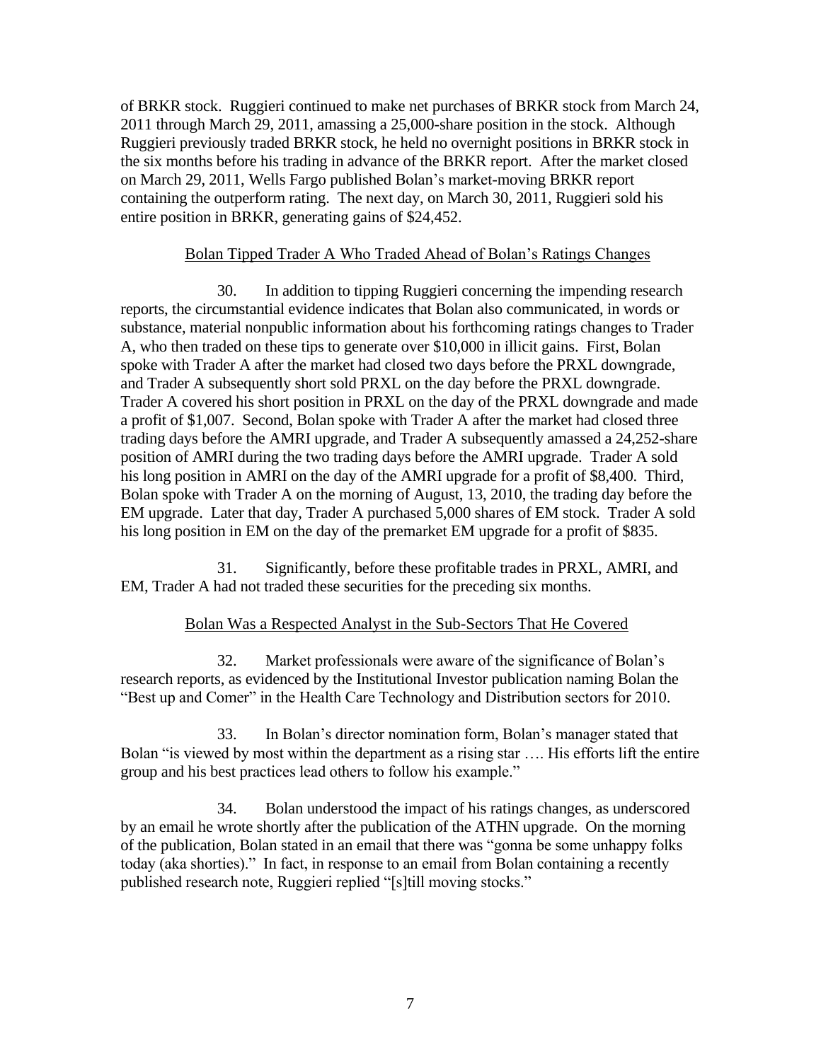of BRKR stock. Ruggieri continued to make net purchases of BRKR stock from March 24, 2011 through March 29, 2011, amassing a 25,000-share position in the stock. Although Ruggieri previously traded BRKR stock, he held no overnight positions in BRKR stock in the six months before his trading in advance of the BRKR report. After the market closed on March 29, 2011, Wells Fargo published Bolan's market-moving BRKR report containing the outperform rating. The next day, on March 30, 2011, Ruggieri sold his entire position in BRKR, generating gains of $24,452.

<u>Bolan Tipped Trader A Who Traded Ahead of Bolan's Ratings Changes</u>

30. In addition to tipping Ruggieri concerning the impending research reports, the circumstantial evidence indicates that Bolan also communicated, in words or substance, material nonpublic information about his forthcoming ratings changes to Trader A, who then traded on these tips to generate over $10,000 in illicit gains. First, Bolan spoke with Trader A after the market had closed two days before the PRXL downgrade, and Trader A subsequently short sold PRXL on the day before the PRXL downgrade. Trader A covered his short position in PRXL on the day of the PRXL downgrade and made a profit of $1,007. Second, Bolan spoke with Trader A after the market had closed three trading days before the AMRI upgrade, and Trader A subsequently amassed a 24,252-share position of AMRI during the two trading days before the AMRI upgrade. Trader A sold his long position in AMRI on the day of the AMRI upgrade for a profit of $8,400. Third, Bolan spoke with Trader A on the morning of August, 13, 2010, the trading day before the EM upgrade. Later that day, Trader A purchased 5,000 shares of EM stock. Trader A sold his long position in EM on the day of the premarket EM upgrade for a profit of $835.

31. Significantly, before these profitable trades in PRXL, AMRI, and EM, Trader A had not traded these securities for the preceding six months.

<u>Bolan Was a Respected Analyst in the Sub-Sectors That He Covered</u>

32. Market professionals were aware of the significance of Bolan's research reports, as evidenced by the Institutional Investor publication naming Bolan the "Best up and Comer" in the Health Care Technology and Distribution sectors for 2010.

33. In Bolan's director nomination form, Bolan's manager stated that Bolan "is viewed by most within the department as a rising star …. His efforts lift the entire group and his best practices lead others to follow his example."

34. Bolan understood the impact of his ratings changes, as underscored by an email he wrote shortly after the publication of the ATHN upgrade. On the morning of the publication, Bolan stated in an email that there was "gonna be some unhappy folks today (aka shorties)." In fact, in response to an email from Bolan containing a recently published research note, Ruggieri replied "[s]till moving stocks."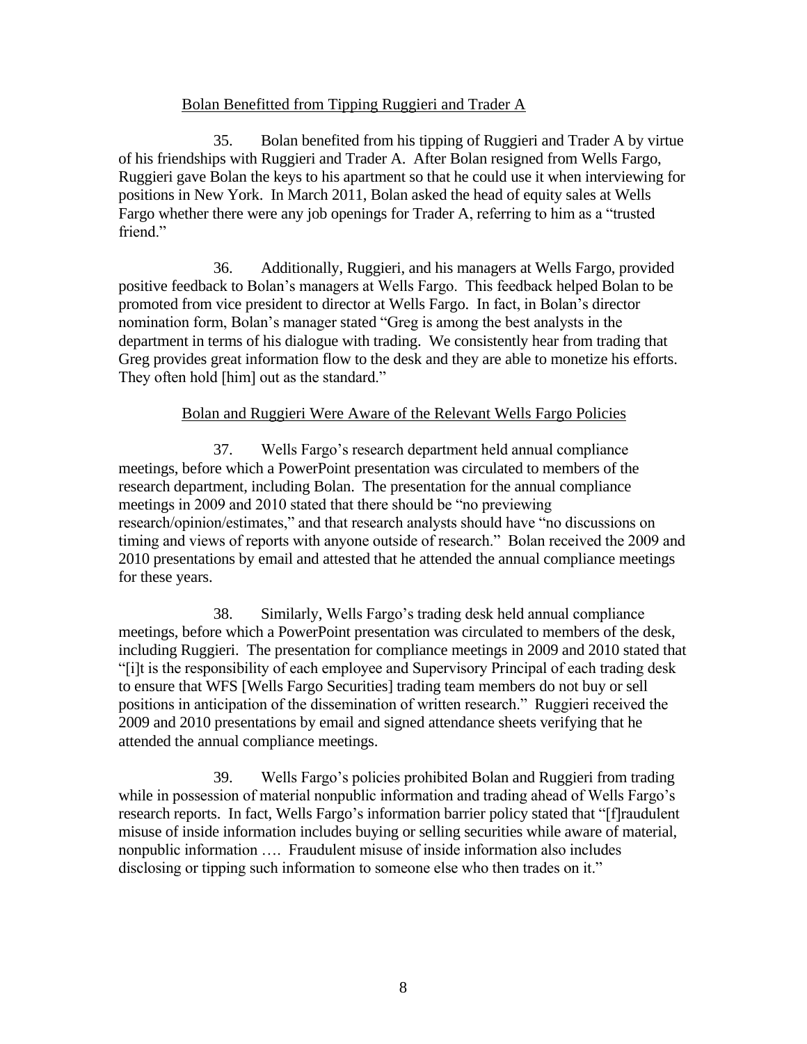## Bolan Benefitted from Tipping Ruggieri and Trader A

35. Bolan benefited from his tipping of Ruggieri and Trader A by virtue of his friendships with Ruggieri and Trader A. After Bolan resigned from Wells Fargo, Ruggieri gave Bolan the keys to his apartment so that he could use it when interviewing for positions in New York. In March 2011, Bolan asked the head of equity sales at Wells Fargo whether there were any job openings for Trader A, referring to him as a "trusted friend."

36. Additionally, Ruggieri, and his managers at Wells Fargo, provided positive feedback to Bolan's managers at Wells Fargo. This feedback helped Bolan to be promoted from vice president to director at Wells Fargo. In fact, in Bolan's director nomination form, Bolan's manager stated "Greg is among the best analysts in the department in terms of his dialogue with trading. We consistently hear from trading that Greg provides great information flow to the desk and they are able to monetize his efforts. They often hold [him] out as the standard."

## Bolan and Ruggieri Were Aware of the Relevant Wells Fargo Policies

37. Wells Fargo's research department held annual compliance meetings, before which a PowerPoint presentation was circulated to members of the research department, including Bolan. The presentation for the annual compliance meetings in 2009 and 2010 stated that there should be "no previewing research/opinion/estimates," and that research analysts should have "no discussions on timing and views of reports with anyone outside of research." Bolan received the 2009 and 2010 presentations by email and attested that he attended the annual compliance meetings for these years.

38. Similarly, Wells Fargo's trading desk held annual compliance meetings, before which a PowerPoint presentation was circulated to members of the desk, including Ruggieri. The presentation for compliance meetings in 2009 and 2010 stated that "[i]t is the responsibility of each employee and Supervisory Principal of each trading desk to ensure that WFS [Wells Fargo Securities] trading team members do not buy or sell positions in anticipation of the dissemination of written research." Ruggieri received the 2009 and 2010 presentations by email and signed attendance sheets verifying that he attended the annual compliance meetings.

39. Wells Fargo's policies prohibited Bolan and Ruggieri from trading while in possession of material nonpublic information and trading ahead of Wells Fargo's research reports. In fact, Wells Fargo's information barrier policy stated that "[f]raudulent misuse of inside information includes buying or selling securities while aware of material, nonpublic information …. Fraudulent misuse of inside information also includes disclosing or tipping such information to someone else who then trades on it."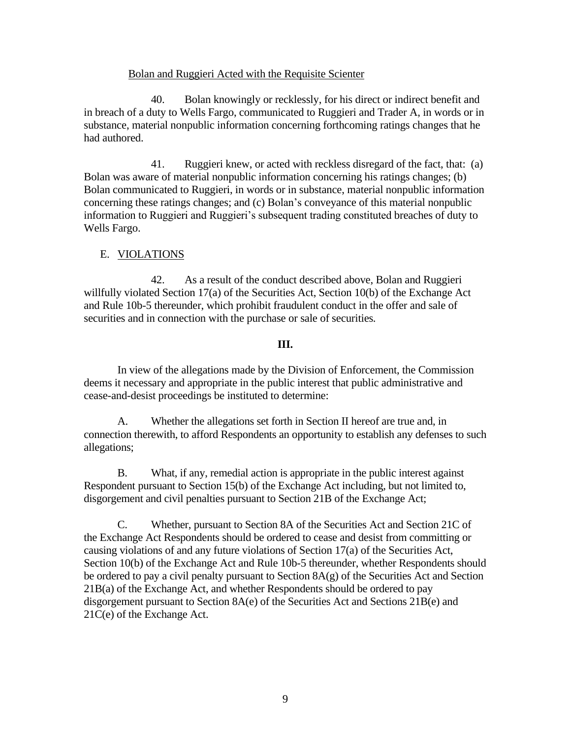Bolan and Ruggieri Acted with the Requisite Scienter

40. Bolan knowingly or recklessly, for his direct or indirect benefit and in breach of a duty to Wells Fargo, communicated to Ruggieri and Trader A, in words or in substance, material nonpublic information concerning forthcoming ratings changes that he had authored.

41. Ruggieri knew, or acted with reckless disregard of the fact, that: (a) Bolan was aware of material nonpublic information concerning his ratings changes; (b) Bolan communicated to Ruggieri, in words or in substance, material nonpublic information concerning these ratings changes; and (c) Bolan's conveyance of this material nonpublic information to Ruggieri and Ruggieri's subsequent trading constituted breaches of duty to Wells Fargo.

E. VIOLATIONS

42. As a result of the conduct described above, Bolan and Ruggieri willfully violated Section 17(a) of the Securities Act, Section 10(b) of the Exchange Act and Rule 10b-5 thereunder, which prohibit fraudulent conduct in the offer and sale of securities and in connection with the purchase or sale of securities.

**III.**

In view of the allegations made by the Division of Enforcement, the Commission deems it necessary and appropriate in the public interest that public administrative and cease-and-desist proceedings be instituted to determine:

A. Whether the allegations set forth in Section II hereof are true and, in connection therewith, to afford Respondents an opportunity to establish any defenses to such allegations;

B. What, if any, remedial action is appropriate in the public interest against Respondent pursuant to Section 15(b) of the Exchange Act including, but not limited to, disgorgement and civil penalties pursuant to Section 21B of the Exchange Act;

C. Whether, pursuant to Section 8A of the Securities Act and Section 21C of the Exchange Act Respondents should be ordered to cease and desist from committing or causing violations of and any future violations of Section 17(a) of the Securities Act, Section 10(b) of the Exchange Act and Rule 10b-5 thereunder, whether Respondents should be ordered to pay a civil penalty pursuant to Section 8A(g) of the Securities Act and Section 21B(a) of the Exchange Act, and whether Respondents should be ordered to pay disgorgement pursuant to Section 8A(e) of the Securities Act and Sections 21B(e) and 21C(e) of the Exchange Act.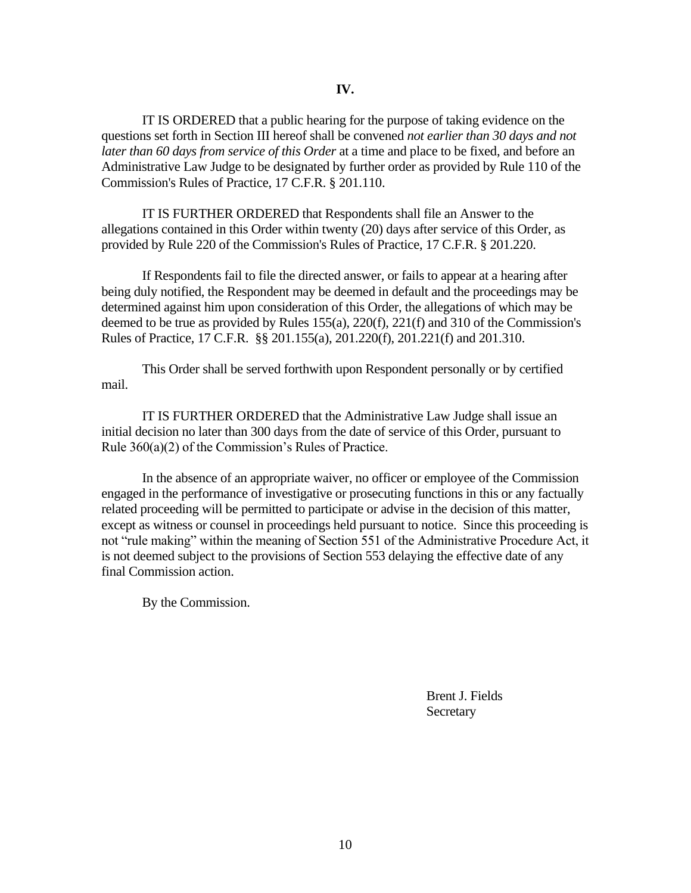## IV.

IT IS ORDERED that a public hearing for the purpose of taking evidence on the questions set forth in Section III hereof shall be convened *not earlier than 30 days and not later than 60 days from service of this Order* at a time and place to be fixed, and before an Administrative Law Judge to be designated by further order as provided by Rule 110 of the Commission's Rules of Practice, 17 C.F.R. § 201.110.

IT IS FURTHER ORDERED that Respondents shall file an Answer to the allegations contained in this Order within twenty (20) days after service of this Order, as provided by Rule 220 of the Commission's Rules of Practice, 17 C.F.R. § 201.220.

If Respondents fail to file the directed answer, or fails to appear at a hearing after being duly notified, the Respondent may be deemed in default and the proceedings may be determined against him upon consideration of this Order, the allegations of which may be deemed to be true as provided by Rules 155(a), 220(f), 221(f) and 310 of the Commission's Rules of Practice, 17 C.F.R. §§ 201.155(a), 201.220(f), 201.221(f) and 201.310.

This Order shall be served forthwith upon Respondent personally or by certified mail.

IT IS FURTHER ORDERED that the Administrative Law Judge shall issue an initial decision no later than 300 days from the date of service of this Order, pursuant to Rule 360(a)(2) of the Commission's Rules of Practice.

In the absence of an appropriate waiver, no officer or employee of the Commission engaged in the performance of investigative or prosecuting functions in this or any factually related proceeding will be permitted to participate or advise in the decision of this matter, except as witness or counsel in proceedings held pursuant to notice. Since this proceeding is not "rule making" within the meaning of Section 551 of the Administrative Procedure Act, it is not deemed subject to the provisions of Section 553 delaying the effective date of any final Commission action.

By the Commission.

Brent J. Fields
Secretary